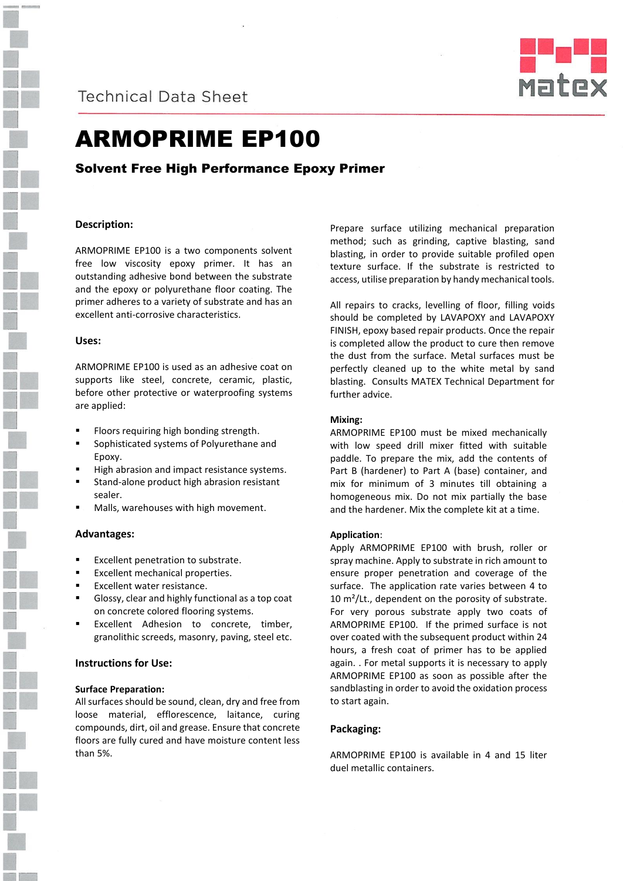Technical Data Sheet

# ARMOPRIME EP100

## Solvent Free High Performance Epoxy Primer

### Description:

ARMOPRIME EP100 is a two components solvent free low viscosity epoxy primer. It has an outstanding adhesive bond between the substrate and the epoxy or polyurethane floor coating. The primer adheres to a variety of substrate and has an excellent anti-corrosive characteristics.

### Uses:

ARMOPRIME EP100 is used as an adhesive coat on supports like steel, concrete, ceramic, plastic, before other protective or waterproofing systems are applied:

- Floors requiring high bonding strength.
- Sophisticated systems of Polyurethane and Epoxy.
- High abrasion and impact resistance systems.
- Stand-alone product high abrasion resistant sealer.
- Malls, warehouses with high movement.

### Advantages:

- Excellent penetration to substrate.
- Excellent mechanical properties.
- Excellent water resistance.
- Glossy, clear and highly functional as a top coat on concrete colored flooring systems.
- Excellent Adhesion to concrete, timber, granolithic screeds, masonry, paving, steel etc.

### Instructions for Use:

**Surface Preparation:**

All surfaces should be sound, clean, dry and free from loose material, efflorescence, laitance, curing compounds, dirt, oil and grease. Ensure that concrete floors are fully cured and have moisture content less than 5%.

Prepare surface utilizing mechanical preparation method; such as grinding, captive blasting, sand blasting, in order to provide suitable profiled open texture surface. If the substrate is restricted to access, utilise preparation by handy mechanical tools.

All repairs to cracks, levelling of floor, filling voids should be completed by LAVAPOXY and LAVAPOXY FINISH, epoxy based repair products. Once the repair is completed allow the product to cure then remove the dust from the surface. Metal surfaces must be perfectly cleaned up to the white metal by sand blasting. Consults MATEX Technical Department for further advice.

**Mixing:**

ARMOPRIME EP100 must be mixed mechanically with low speed drill mixer fitted with suitable paddle. To prepare the mix, add the contents of Part B (hardener) to Part A (base) container, and mix for minimum of 3 minutes till obtaining a homogeneous mix. Do not mix partially the base and the hardener. Mix the complete kit at a time.

**Application:**

Apply ARMOPRIME EP100 with brush, roller or spray machine. Apply to substrate in rich amount to ensure proper penetration and coverage of the surface. The application rate varies between 4 to 10 $m^2$/Lt., dependent on the porosity of substrate. For very porous substrate apply two coats of ARMOPRIME EP100. If the primed surface is not over coated with the subsequent product within 24 hours, a fresh coat of primer has to be applied again. . For metal supports it is necessary to apply ARMOPRIME EP100 as soon as possible after the sandblasting in order to avoid the oxidation process to start again.

### Packaging:

ARMOPRIME EP100 is available in 4 and 15 liter duel metallic containers.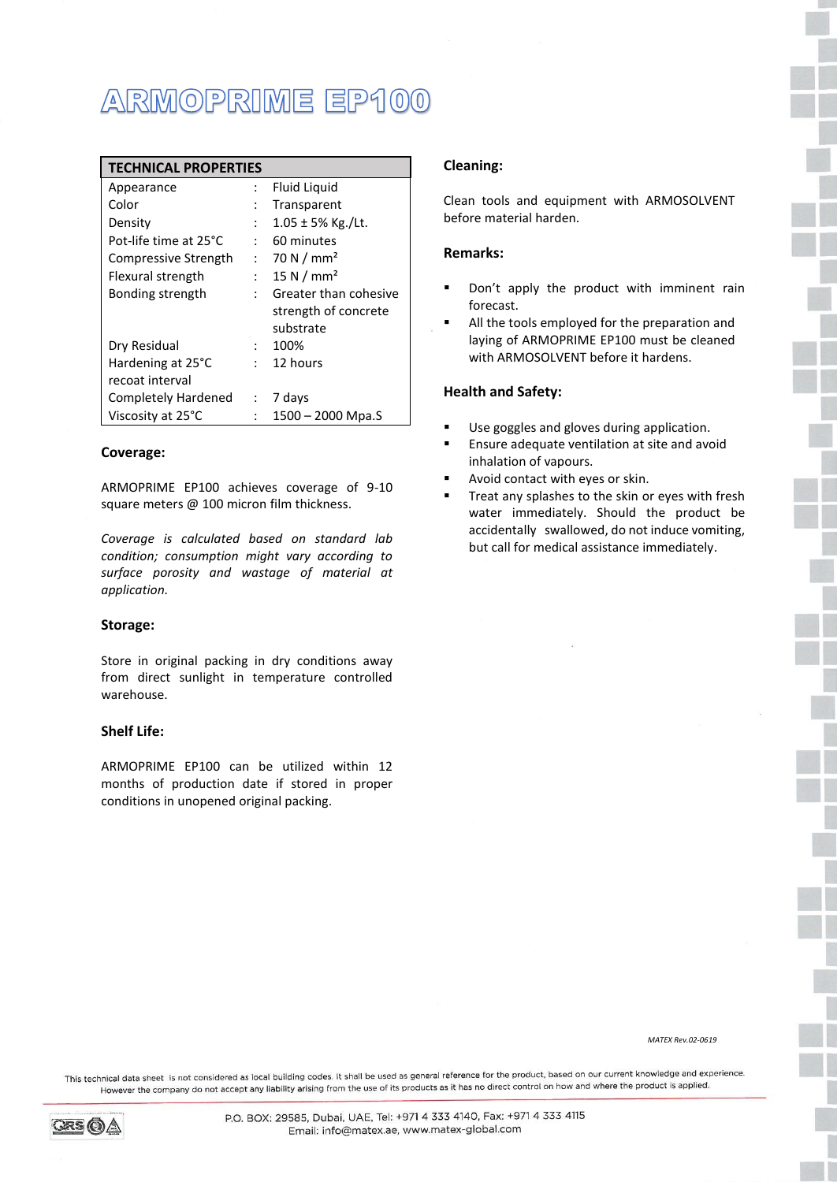# ARMOPRIME EP100

| TECHNICAL PROPERTIES | | |
|---|---|---|
| Appearance | : | Fluid Liquid |
| Color | : | Transparent |
| Density | : | 1.05 ± 5% Kg./Lt. |
| Pot-life time at 25°C | : | 60 minutes |
| Compressive Strength | : | 70 N / mm² |
| Flexural strength | : | 15 N / mm² |
| Bonding strength | : | Greater than cohesive strength of concrete substrate |
| Dry Residual | : | 100% |
| Hardening at 25°C recoat interval | : | 12 hours |
| Completely Hardened | : | 7 days |
| Viscosity at 25°C | : | 1500 – 2000 Mpa.S |

## Coverage:

ARMOPRIME EP100 achieves coverage of 9-10 square meters @ 100 micron film thickness.

*Coverage is calculated based on standard lab condition; consumption might vary according to surface porosity and wastage of material at application.*

## Storage:

Store in original packing in dry conditions away from direct sunlight in temperature controlled warehouse.

## Shelf Life:

ARMOPRIME EP100 can be utilized within 12 months of production date if stored in proper conditions in unopened original packing.

## Cleaning:

Clean tools and equipment with ARMOSOLVENT before material harden.

## Remarks:

- Don't apply the product with imminent rain forecast.
- All the tools employed for the preparation and laying of ARMOPRIME EP100 must be cleaned with ARMOSOLVENT before it hardens.

## Health and Safety:

- Use goggles and gloves during application.
- Ensure adequate ventilation at site and avoid inhalation of vapours.
- Avoid contact with eyes or skin.
- Treat any splashes to the skin or eyes with fresh water immediately. Should the product be accidentally swallowed, do not induce vomiting, but call for medical assistance immediately.

*MATEX Rev.02-0619*

This technical data sheet is not considered as local building codes. It shall be used as general reference for the product, based on our current knowledge and experience. However the company do not accept any liability arising from the use of its products as it has no direct control on how and where the product is applied.

P.O. BOX: 29585, Dubai, UAE, Tel: +971 4 333 4140, Fax: +971 4 333 4115
Email: info@matex.ae, www.matex-global.com